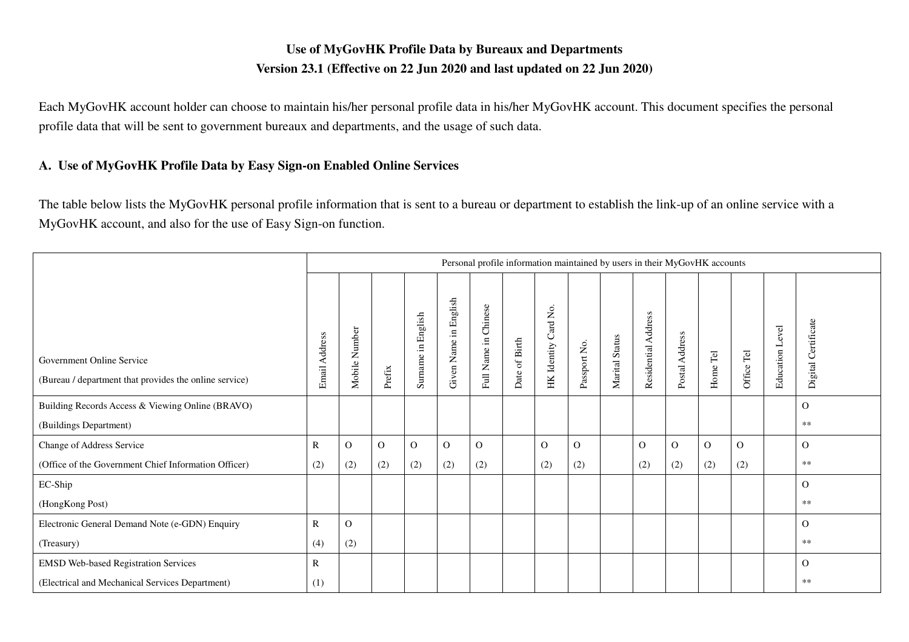**Use of MyGovHK Profile Data by Bureaux and Departments**

**Version 23.1 (Effective on 22 Jun 2020 and last updated on 22 Jun 2020)**

Each MyGovHK account holder can choose to maintain his/her personal profile data in his/her MyGovHK account. This document specifies the personal profile data that will be sent to government bureaux and departments, and the usage of such data.

## A. Use of MyGovHK Profile Data by Easy Sign-on Enabled Online Services

The table below lists the MyGovHK personal profile information that is sent to a bureau or department to establish the link-up of an online service with a MyGovHK account, and also for the use of Easy Sign-on function.

| Government Online Service (Bureau / department that provides the online service) | Personal profile information maintained by users in their MyGovHK accounts | | | | | | | | | | | | | | | |
|---|---|---|---|---|---|---|---|---|---|---|---|---|---|---|---|---|
| | Email Address | Mobile Number | Prefix | Surname in English | Given Name in English | Full Name in Chinese | Date of Birth | HK Identity Card No. | Passport No. | Marital Status | Residential Address | Postal Address | Home Tel | Office Tel | Education Level | Digital Certificate |
| Building Records Access & Viewing Online (BRAVO) (Buildings Department) | | | | | | | | | | | | | | | | O ** |
| Change of Address Service (Office of the Government Chief Information Officer) | R (2) | O (2) | O (2) | O (2) | O (2) | O (2) | | O (2) | O (2) | | O (2) | O (2) | O (2) | O (2) | | O ** |
| EC-Ship (HongKong Post) | | | | | | | | | | | | | | | | O ** |
| Electronic General Demand Note (e-GDN) Enquiry (Treasury) | R (4) | O (2) | | | | | | | | | | | | | | O ** |
| EMSD Web-based Registration Services (Electrical and Mechanical Services Department) | R (1) | | | | | | | | | | | | | | | O ** |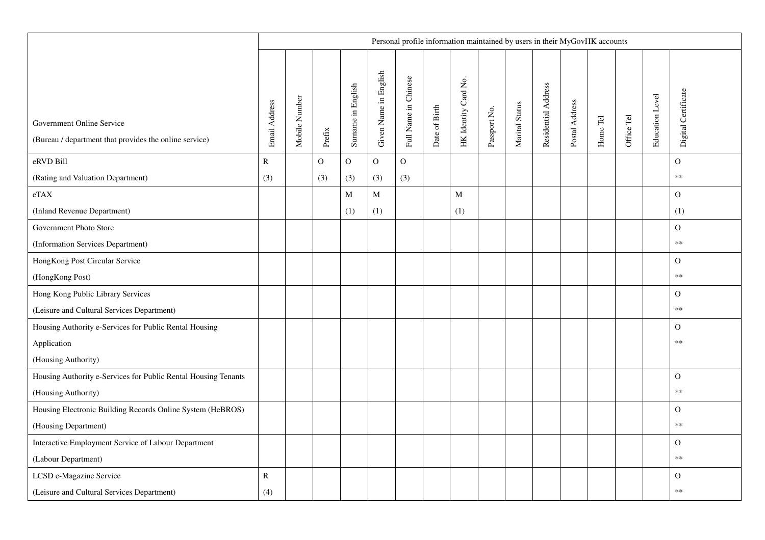| Government Online Service (Bureau / department that provides the online service) | Personal profile information maintained by users in their MyGovHK accounts | | | | | | | | | | | | | | | |
|---|---|---|---|---|---|---|---|---|---|---|---|---|---|---|---|---|
| | Email Address | Mobile Number | Prefix | Surname in English | Given Name in English | Full Name in Chinese | Date of Birth | HK Identity Card No. | Passport No. | Marital Status | Residential Address | Postal Address | Home Tel | Office Tel | Education Level | Digital Certificate |
| eRVD Bill (Rating and Valuation Department) | R (3) | | O (3) | O (3) | O (3) | O (3) | | | | | | | | | | O ** |
| eTAX (Inland Revenue Department) | | | | M (1) | M (1) | | | M (1) | | | | | | | | O (1) |
| Government Photo Store (Information Services Department) | | | | | | | | | | | | | | | | O ** |
| HongKong Post Circular Service (HongKong Post) | | | | | | | | | | | | | | | | O ** |
| Hong Kong Public Library Services (Leisure and Cultural Services Department) | | | | | | | | | | | | | | | | O ** |
| Housing Authority e-Services for Public Rental Housing Application (Housing Authority) | | | | | | | | | | | | | | | | O ** |
| Housing Authority e-Services for Public Rental Housing Tenants (Housing Authority) | | | | | | | | | | | | | | | | O ** |
| Housing Electronic Building Records Online System (HeBROS) (Housing Department) | | | | | | | | | | | | | | | | O ** |
| Interactive Employment Service of Labour Department (Labour Department) | | | | | | | | | | | | | | | | O ** |
| LCSD e-Magazine Service (Leisure and Cultural Services Department) | R (4) | | | | | | | | | | | | | | | O ** |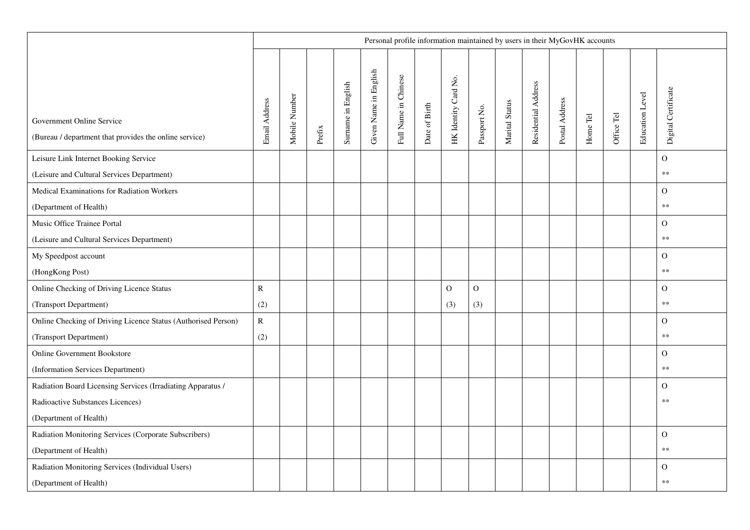| Government Online Service<br>(Bureau / department that provides the online service) | Personal profile information maintained by users in their MyGovHK accounts | | | | | | | | | | | | | | | |
|---|---|---|---|---|---|---|---|---|---|---|---|---|---|---|---|---|
| | Email Address | Mobile Number | Prefix | Surname in English | Given Name in English | Full Name in Chinese | Date of Birth | HK Identity Card No. | Passport No. | Marital Status | Residential Address | Postal Address | Home Tel | Office Tel | Education Level | Digital Certificate |
| Leisure Link Internet Booking Service<br>(Leisure and Cultural Services Department) | | | | | | | | | | | | | | | | O<br>** |
| Medical Examinations for Radiation Workers<br>(Department of Health) | | | | | | | | | | | | | | | | O<br>** |
| Music Office Trainee Portal<br>(Leisure and Cultural Services Department) | | | | | | | | | | | | | | | | O<br>** |
| My Speedpost account<br>(HongKong Post) | | | | | | | | | | | | | | | | O<br>** |
| Online Checking of Driving Licence Status<br>(Transport Department) | R<br>(2) | | | | | | | O<br>(3) | O<br>(3) | | | | | | | O<br>** |
| Online Checking of Driving Licence Status (Authorised Person)<br>(Transport Department) | R<br>(2) | | | | | | | | | | | | | | | O<br>** |
| Online Government Bookstore<br>(Information Services Department) | | | | | | | | | | | | | | | | O<br>** |
| Radiation Board Licensing Services (Irradiating Apparatus / Radioactive Substances Licences)<br>(Department of Health) | | | | | | | | | | | | | | | | O<br>** |
| Radiation Monitoring Services (Corporate Subscribers)<br>(Department of Health) | | | | | | | | | | | | | | | | O<br>** |
| Radiation Monitoring Services (Individual Users)<br>(Department of Health) | | | | | | | | | | | | | | | | O<br>** |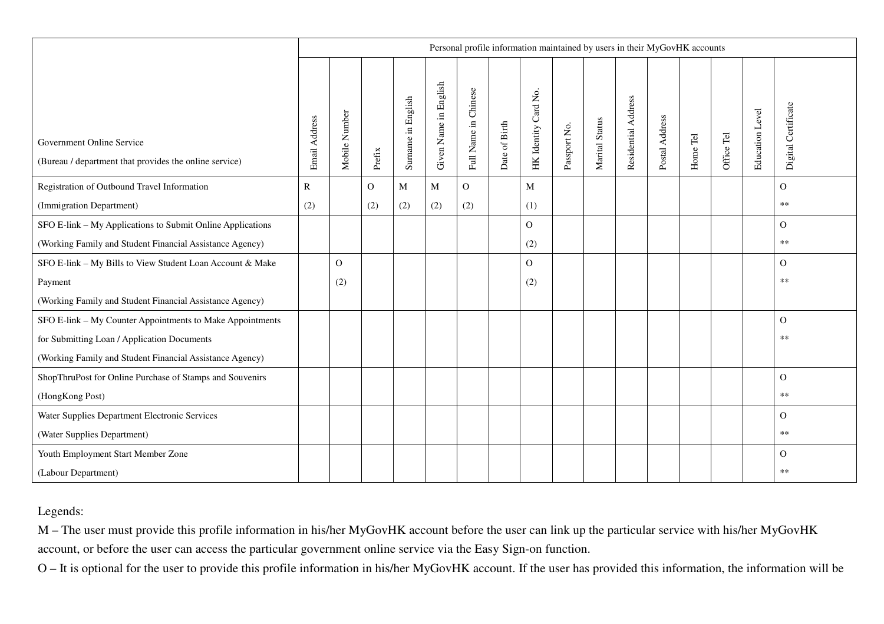| Government Online Service<br>(Bureau / department that provides the online service) | Personal profile information maintained by users in their MyGovHK accounts | | | | | | | | | | | | | | | |
|---|---|---|---|---|---|---|---|---|---|---|---|---|---|---|---|---|
| | Email Address | Mobile Number | Prefix | Surname in English | Given Name in English | Full Name in Chinese | Date of Birth | HK Identity Card No. | Passport No. | Marital Status | Residential Address | Postal Address | Home Tel | Office Tel | Education Level | Digital Certificate |
| Registration of Outbound Travel Information<br>(Immigration Department) | R<br>(2) | | O<br>(2) | M<br>(2) | M<br>(2) | O<br>(2) | | M<br>(1) | | | | | | | | O<br>** |
| SFO E-link – My Applications to Submit Online Applications<br>(Working Family and Student Financial Assistance Agency) | | | | | | | | O<br>(2) | | | | | | | | O<br>** |
| SFO E-link – My Bills to View Student Loan Account & Make Payment<br>(Working Family and Student Financial Assistance Agency) | | O<br>(2) | | | | | | O<br>(2) | | | | | | | | O<br>** |
| SFO E-link – My Counter Appointments to Make Appointments for Submitting Loan / Application Documents<br>(Working Family and Student Financial Assistance Agency) | | | | | | | | | | | | | | | | O<br>** |
| ShopThruPost for Online Purchase of Stamps and Souvenirs<br>(HongKong Post) | | | | | | | | | | | | | | | | O<br>** |
| Water Supplies Department Electronic Services<br>(Water Supplies Department) | | | | | | | | | | | | | | | | O<br>** |
| Youth Employment Start Member Zone<br>(Labour Department) | | | | | | | | | | | | | | | | O<br>** |

Legends:

M – The user must provide this profile information in his/her MyGovHK account before the user can link up the particular service with his/her MyGovHK account, or before the user can access the particular government online service via the Easy Sign-on function.

O – It is optional for the user to provide this profile information in his/her MyGovHK account. If the user has provided this information, the information will be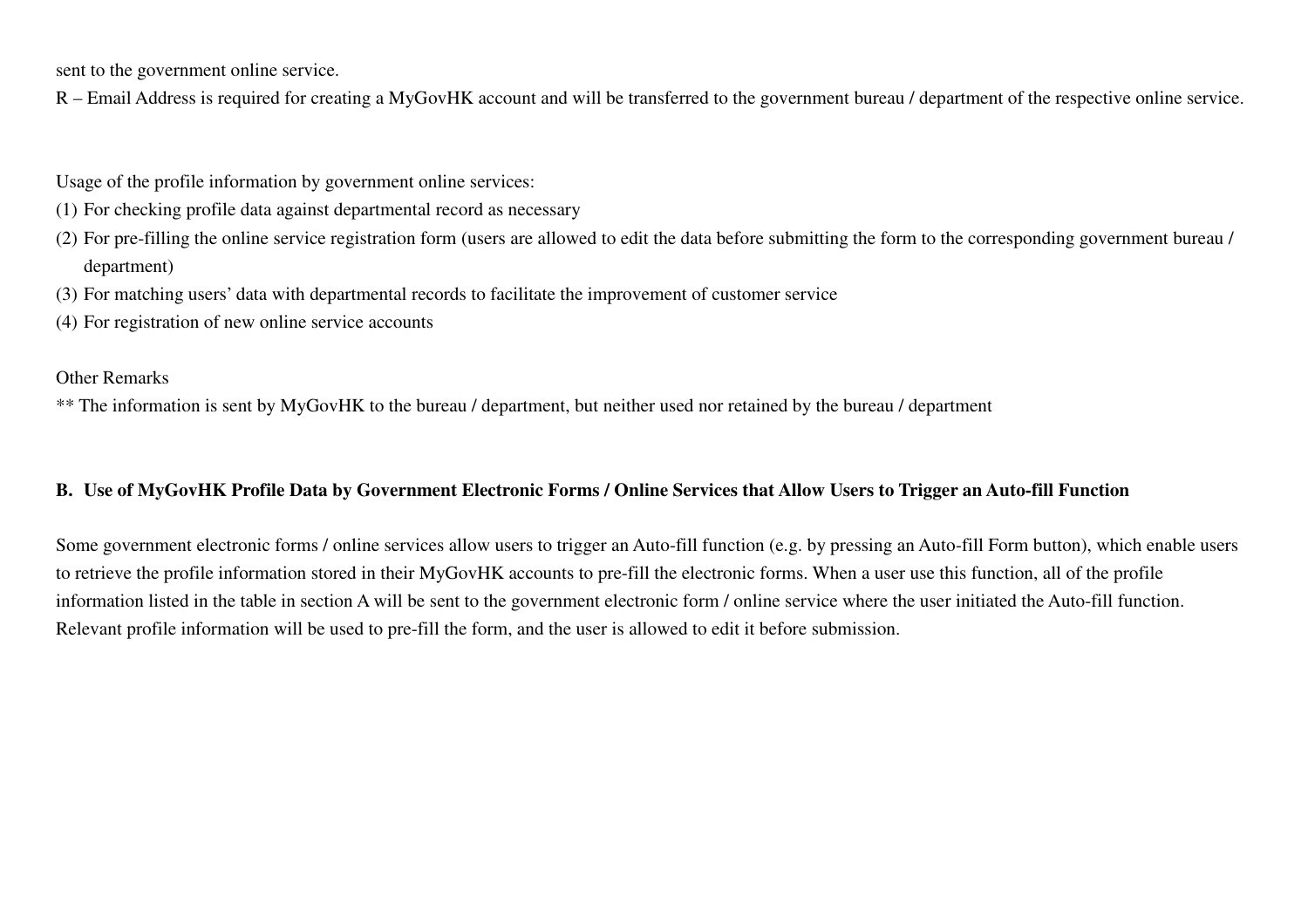sent to the government online service.

R – Email Address is required for creating a MyGovHK account and will be transferred to the government bureau / department of the respective online service.

Usage of the profile information by government online services:

(1) For checking profile data against departmental record as necessary
(2) For pre-filling the online service registration form (users are allowed to edit the data before submitting the form to the corresponding government bureau / department)
(3) For matching users' data with departmental records to facilitate the improvement of customer service
(4) For registration of new online service accounts

Other Remarks

** The information is sent by MyGovHK to the bureau / department, but neither used nor retained by the bureau / department

## B. Use of MyGovHK Profile Data by Government Electronic Forms / Online Services that Allow Users to Trigger an Auto-fill Function

Some government electronic forms / online services allow users to trigger an Auto-fill function (e.g. by pressing an Auto-fill Form button), which enable users to retrieve the profile information stored in their MyGovHK accounts to pre-fill the electronic forms. When a user use this function, all of the profile information listed in the table in section A will be sent to the government electronic form / online service where the user initiated the Auto-fill function. Relevant profile information will be used to pre-fill the form, and the user is allowed to edit it before submission.